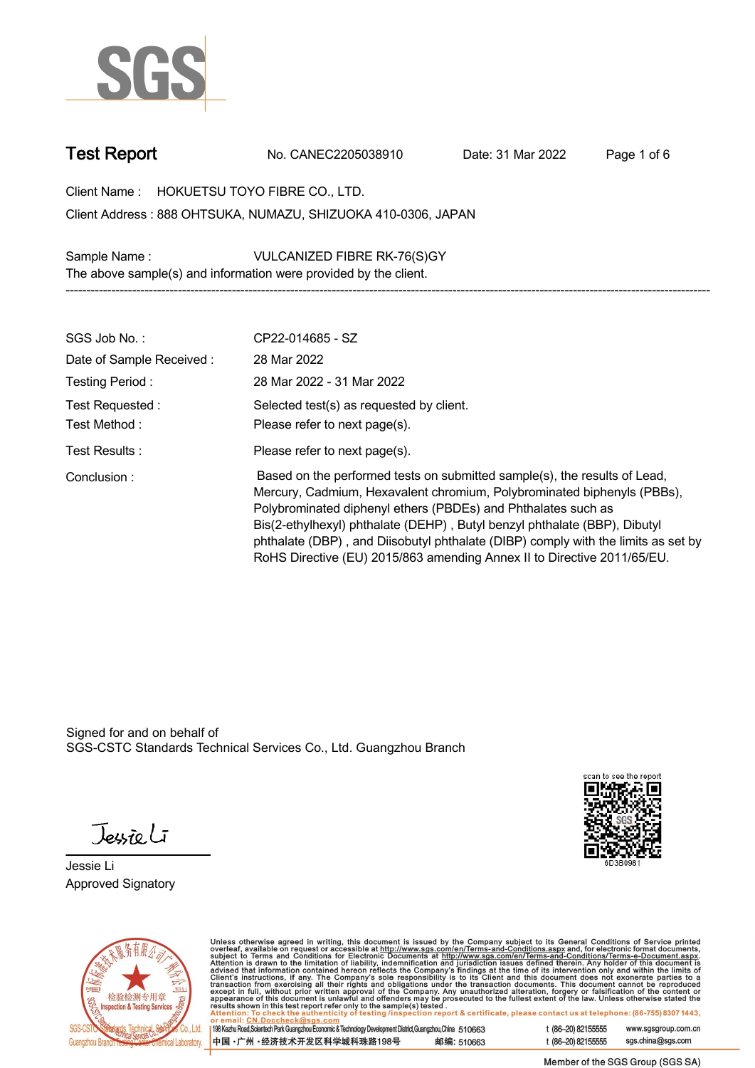# Test Report

No. CANEC2205038910 Date: 31 Mar 2022

Client Name : HOKUETSU TOYO FIBRE CO., LTD.

Client Address : 888 OHTSUKA, NUMAZU, SHIZUOKA 410-0306, JAPAN

Sample Name : VULCANIZED FIBRE RK-76(S)GY

The above sample(s) and information were provided by the client.

---

| | |
|---|---|
| SGS Job No. : | CP22-014685 - SZ |
| Date of Sample Received : | 28 Mar 2022 |
| Testing Period : | 28 Mar 2022 - 31 Mar 2022 |
| Test Requested : | Selected test(s) as requested by client. |
| Test Method : | Please refer to next page(s). |
| Test Results : | Please refer to next page(s). |
| Conclusion : | Based on the performed tests on submitted sample(s), the results of Lead, Mercury, Cadmium, Hexavalent chromium, Polybrominated biphenyls (PBBs), Polybrominated diphenyl ethers (PBDEs) and Phthalates such as Bis(2-ethylhexyl) phthalate (DEHP) , Butyl benzyl phthalate (BBP), Dibutyl phthalate (DBP) , and Diisobutyl phthalate (DIBP) comply with the limits as set by RoHS Directive (EU) 2015/863 amending Annex II to Directive 2011/65/EU. |

Signed for and on behalf of
SGS-CSTC Standards Technical Services Co., Ltd. Guangzhou Branch

scan to see the report
6D3B0981

Jessie Li
Approved Signatory

Unless otherwise agreed in writing, this document is issued by the Company subject to its General Conditions of Service printed overleaf, available on request or accessible at http://www.sgs.com/en/Terms-and-Conditions.aspx and, for electronic format documents, subject to Terms and Conditions for Electronic Documents at http://www.sgs.com/en/Terms-and-Conditions/Terms-e-Document.aspx. Attention is drawn to the limitation of liability, indemnification and jurisdiction issues defined therein. Any holder of this document is advised that information contained hereon reflects the Company's findings at the time of its intervention only and within the limits of Client's instructions, if any. The Company's sole responsibility is to its Client and this document does not exonerate parties to a transaction from exercising all their rights and obligations under the transaction documents. This document cannot be reproduced except in full, without prior written approval of the Company. Any unauthorized alteration, forgery or falsification of the content or appearance of this document is unlawful and offenders may be prosecuted to the fullest extent of the law. Unless otherwise stated the results shown in this test report refer only to the sample(s) tested.

Attention: To check the authenticity of testing /inspection report & certificate, please contact us at telephone: (86-755) 8307 1443, or email: CN.Doccheck@sgs.com

198 Kezhu Road,Scientech Park Guangzhou Economic & Technology Development District,Guangzhou,China 510663 t (86–20) 82155555 www.sgsgroup.com.cn

中国 · 广州 · 经济技术开发区科学城科珠路198号 邮编: 510663 t (86–20) 82155555 sgs.china@sgs.com

Member of the SGS Group (SGS SA)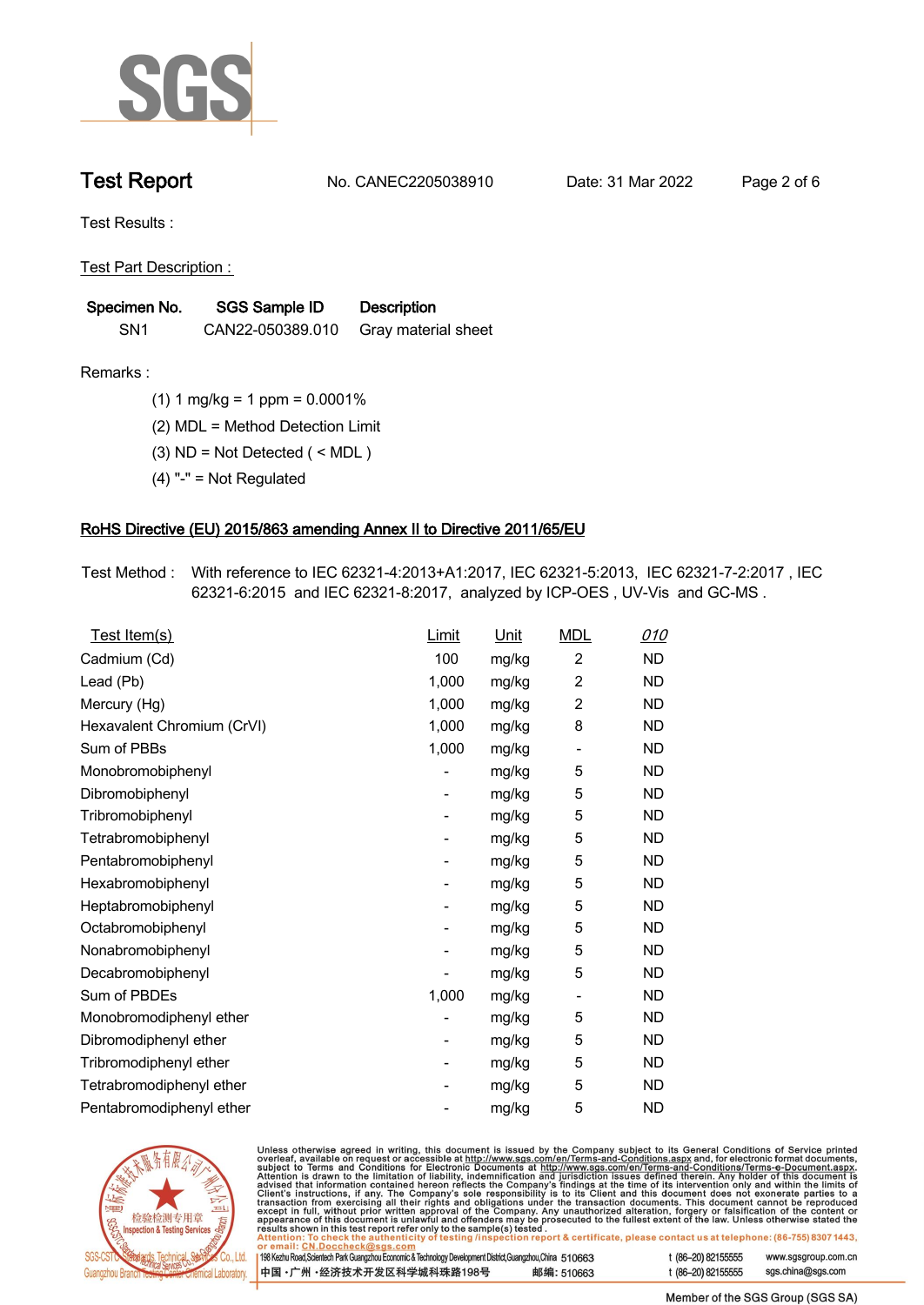# Test Report

No. CANEC2205038910 Date: 31 Mar 2022

Test Results :

Test Part Description :

| Specimen No. | SGS Sample ID | Description |
|---|---|---|
| SN1 | CAN22-050389.010 | Gray material sheet |

Remarks :

(1) 1 mg/kg = 1 ppm = 0.0001%

(2) MDL = Method Detection Limit

(3) ND = Not Detected ( < MDL )

(4) "-" = Not Regulated

## RoHS Directive (EU) 2015/863 amending Annex II to Directive 2011/65/EU

Test Method : With reference to IEC 62321-4:2013+A1:2017, IEC 62321-5:2013, IEC 62321-7-2:2017 , IEC 62321-6:2015 and IEC 62321-8:2017, analyzed by ICP-OES , UV-Vis and GC-MS .

| Test Item(s) | Limit | Unit | MDL | 010 |
|---|---|---|---|---|
| Cadmium (Cd) | 100 | mg/kg | 2 | ND |
| Lead (Pb) | 1,000 | mg/kg | 2 | ND |
| Mercury (Hg) | 1,000 | mg/kg | 2 | ND |
| Hexavalent Chromium (CrVI) | 1,000 | mg/kg | 8 | ND |
| Sum of PBBs | 1,000 | mg/kg | - | ND |
| Monobromobiphenyl | - | mg/kg | 5 | ND |
| Dibromobiphenyl | - | mg/kg | 5 | ND |
| Tribromobiphenyl | - | mg/kg | 5 | ND |
| Tetrabromobiphenyl | - | mg/kg | 5 | ND |
| Pentabromobiphenyl | - | mg/kg | 5 | ND |
| Hexabromobiphenyl | - | mg/kg | 5 | ND |
| Heptabromobiphenyl | - | mg/kg | 5 | ND |
| Octabromobiphenyl | - | mg/kg | 5 | ND |
| Nonabromobiphenyl | - | mg/kg | 5 | ND |
| Decabromobiphenyl | - | mg/kg | 5 | ND |
| Sum of PBDEs | 1,000 | mg/kg | - | ND |
| Monobromodiphenyl ether | - | mg/kg | 5 | ND |
| Dibromodiphenyl ether | - | mg/kg | 5 | ND |
| Tribromodiphenyl ether | - | mg/kg | 5 | ND |
| Tetrabromodiphenyl ether | - | mg/kg | 5 | ND |
| Pentabromodiphenyl ether | - | mg/kg | 5 | ND |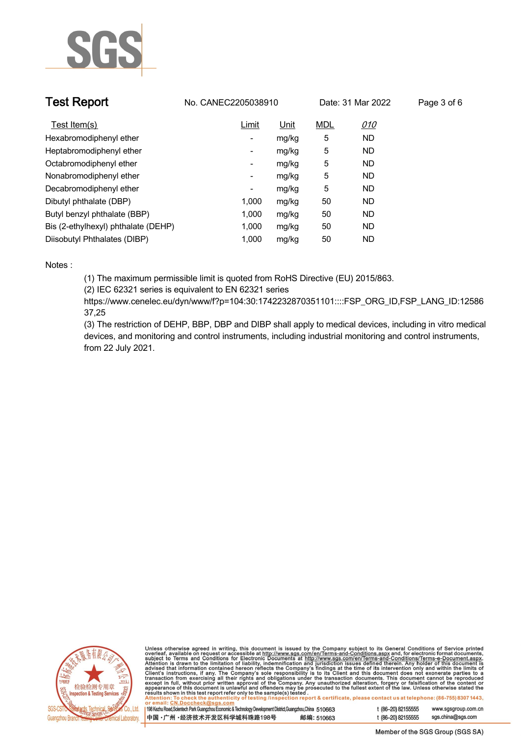| Test Item(s) | Limit | Unit | MDL | *010* |
|---|---|---|---|---|
| Hexabromodiphenyl ether | - | mg/kg | 5 | ND |
| Heptabromodiphenyl ether | - | mg/kg | 5 | ND |
| Octabromodiphenyl ether | - | mg/kg | 5 | ND |
| Nonabromodiphenyl ether | - | mg/kg | 5 | ND |
| Decabromodiphenyl ether | - | mg/kg | 5 | ND |
| Dibutyl phthalate (DBP) | 1,000 | mg/kg | 50 | ND |
| Butyl benzyl phthalate (BBP) | 1,000 | mg/kg | 50 | ND |
| Bis (2-ethylhexyl) phthalate (DEHP) | 1,000 | mg/kg | 50 | ND |
| Diisobutyl Phthalates (DIBP) | 1,000 | mg/kg | 50 | ND |

Notes :

(1) The maximum permissible limit is quoted from RoHS Directive (EU) 2015/863.

(2) IEC 62321 series is equivalent to EN 62321 series
https://www.cenelec.eu/dyn/www/f?p=104:30:1742232870351101::::FSP_ORG_ID,FSP_LANG_ID:1258637,25

(3) The restriction of DEHP, BBP, DBP and DIBP shall apply to medical devices, including in vitro medical devices, and monitoring and control instruments, including industrial monitoring and control instruments, from 22 July 2021.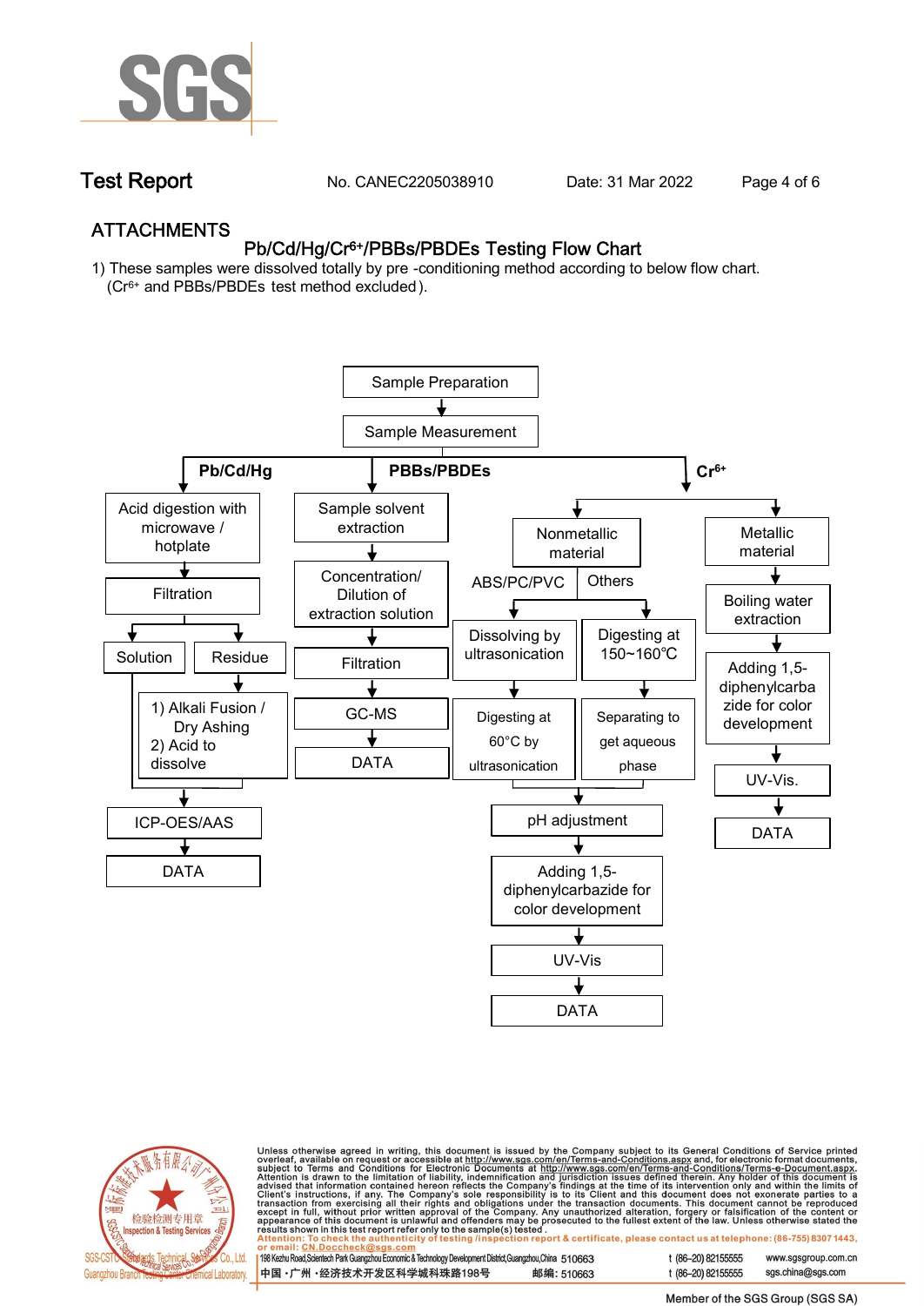# ATTACHMENTS

## Pb/Cd/Hg/$Cr^{6+}$/PBBs/PBDEs Testing Flow Chart

1) These samples were dissolved totally by pre -conditioning method according to below flow chart. ($Cr^{6+}$ and PBBs/PBDEs test method excluded).

Sample Preparation → Sample Measurement

**Pb/Cd/Hg**

- Acid digestion with microwave / hotplate → Filtration
  - Solution
  - Residue → 1) Alkali Fusion / Dry Ashing 2) Acid to dissolve
- → ICP-OES/AAS → DATA

**PBBs/PBDEs**

- Sample solvent extraction → Concentration/ Dilution of extraction solution → Filtration → GC-MS → DATA

**$Cr^{6+}$**

- Nonmetallic material
  - ABS/PC/PVC → Dissolving by ultrasonication → Digesting at 60°C by ultrasonication
  - Others → Digesting at 150~160℃ → Separating to get aqueous phase
  - → pH adjustment → Adding 1,5-diphenylcarbazide for color development → UV-Vis → DATA
- Metallic material → Boiling water extraction → Adding 1,5-diphenylcarbazide for color development → UV-Vis. → DATA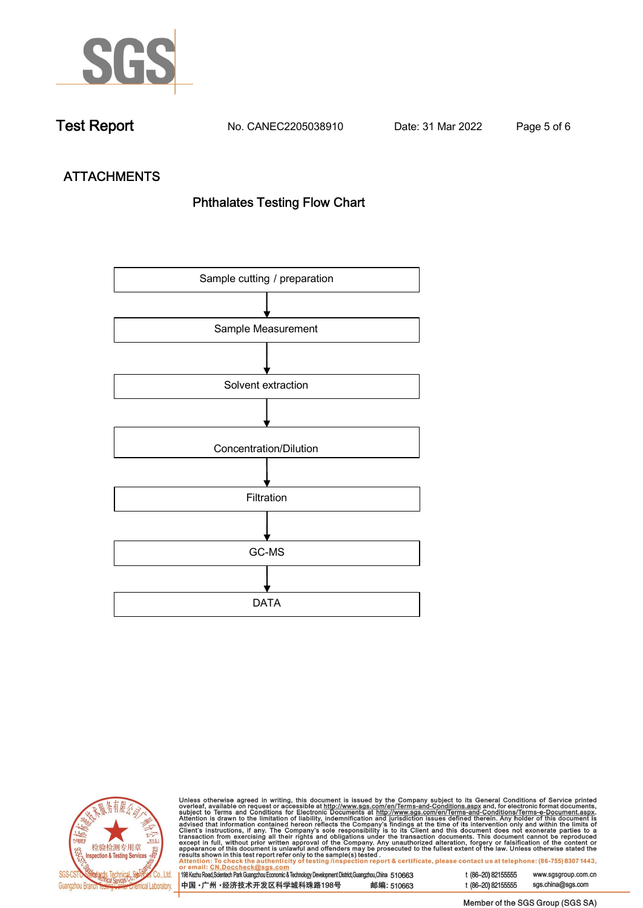# Test Report

No. CANEC2205038910 Date: 31 Mar 2022

## ATTACHMENTS

### Phthalates Testing Flow Chart

Sample cutting / preparation

↓

Sample Measurement

↓

Solvent extraction

↓

Concentration/Dilution

↓

Filtration

↓

GC-MS

↓

DATA

Unless otherwise agreed in writing, this document is issued by the Company subject to its General Conditions of Service printed overleaf, available on request or accessible at http://www.sgs.com/en/Terms-and-Conditions.aspx and, for electronic format documents, subject to Terms and Conditions for Electronic Documents at http://www.sgs.com/en/Terms-and-Conditions/Terms-e-Document.aspx. Attention is drawn to the limitation of liability, indemnification and jurisdiction issues defined therein. Any holder of this document is advised that information contained hereon reflects the Company's findings at the time of its intervention only and within the limits of Client's instructions, if any. The Company's sole responsibility is to its Client and this document does not exonerate parties to a transaction from exercising all their rights and obligations under the transaction documents. This document cannot be reproduced except in full, without prior written approval of the Company. Any unauthorized alteration, forgery or falsification of the content or appearance of this document is unlawful and offenders may be prosecuted to the fullest extent of the law. Unless otherwise stated the results shown in this test report refer only to the sample(s) tested.

Attention: To check the authenticity of testing /inspection report & certificate, please contact us at telephone: (86-755) 8307 1443, or email: CN.Doccheck@sgs.com

SGS-CSTC Standards Technical Services Co., Ltd. Guangzhou Branch Testing Center Chemical Laboratory

198 Kezhu Road,Scientech Park Guangzhou Economic & Technology Development District,Guangzhou,China 510663 t (86–20) 82155555 www.sgsgroup.com.cn

中国・广州・经济技术开发区科学城科珠路198号 邮编: 510663 t (86–20) 82155555 sgs.china@sgs.com

Member of the SGS Group (SGS SA)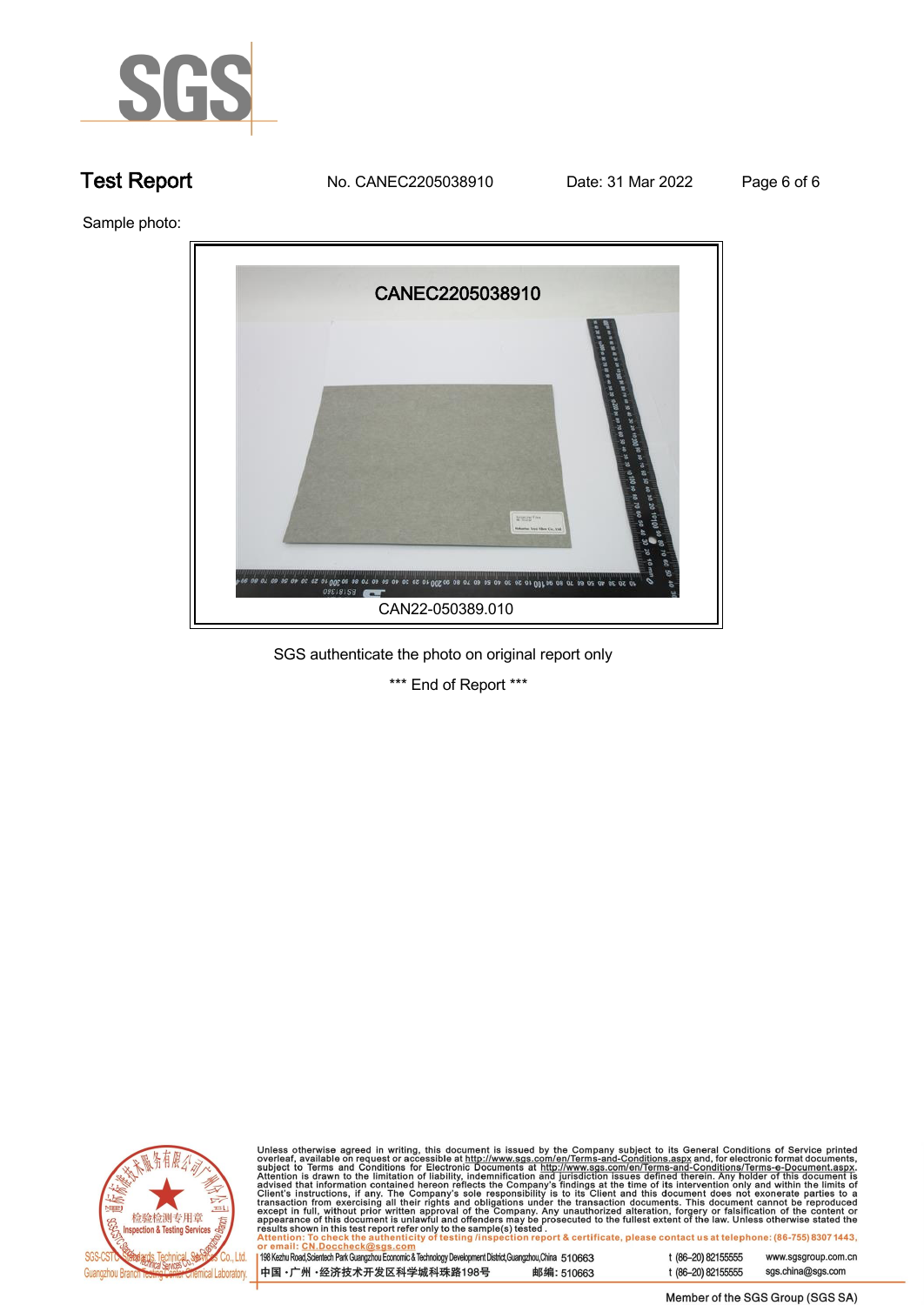Sample photo:

CANEC2205038910

CAN22-050389.010

SGS authenticate the photo on original report only

\*\*\* End of Report \*\*\*

Unless otherwise agreed in writing, this document is issued by the Company subject to its General Conditions of Service printed overleaf, available on request or accessible at http://www.sgs.com/en/Terms-and-Conditions.aspx and, for electronic format documents, subject to Terms and Conditions for Electronic Documents at http://www.sgs.com/en/Terms-and-Conditions/Terms-e-Document.aspx. Attention is drawn to the limitation of liability, indemnification and jurisdiction issues defined therein. Any holder of this document is advised that information contained hereon reflects the Company's findings at the time of its intervention only and within the limits of Client's instructions, if any. The Company's sole responsibility is to its Client and this document does not exonerate parties to a transaction from exercising all their rights and obligations under the transaction documents. This document cannot be reproduced except in full, without prior written approval of the Company. Any unauthorized alteration, forgery or falsification of the content or appearance of this document is unlawful and offenders may be prosecuted to the fullest extent of the law. Unless otherwise stated the results shown in this test report refer only to the sample(s) tested.

Attention: To check the authenticity of testing /inspection report & certificate, please contact us at telephone: (86-755) 8307 1443, or email: CN.Doccheck@sgs.com

198 Kezhu Road,Scientech Park Guangzhou Economic & Technology Development District,Guangzhou,China 510663 t (86–20) 82155555 www.sgsgroup.com.cn

中国 · 广州 · 经济技术开发区科学城科珠路198号 邮编: 510663 t (86–20) 82155555 sgs.china@sgs.com

Member of the SGS Group (SGS SA)